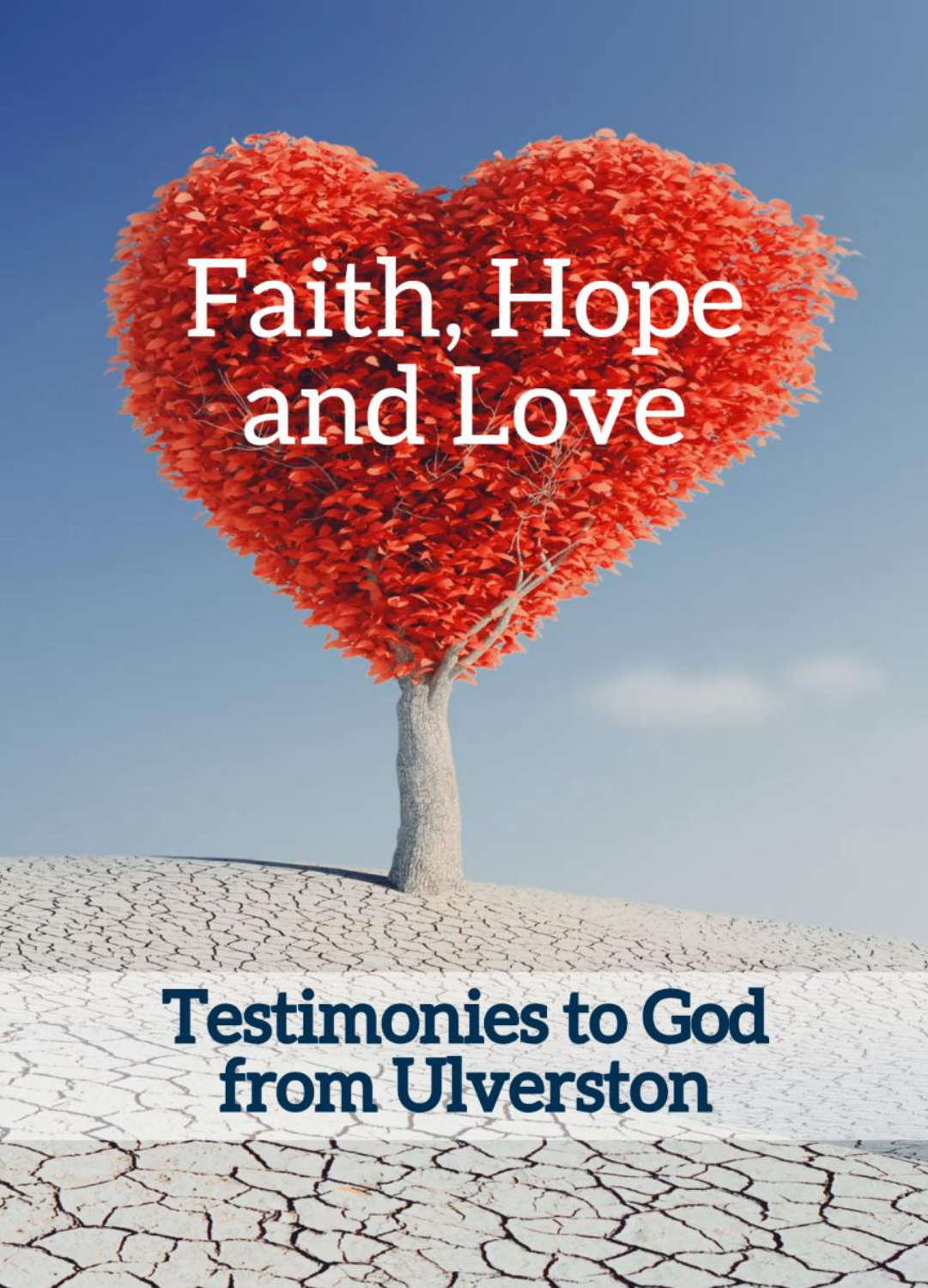# Faith, Hope and Love

## Testimonies to God from Ulverston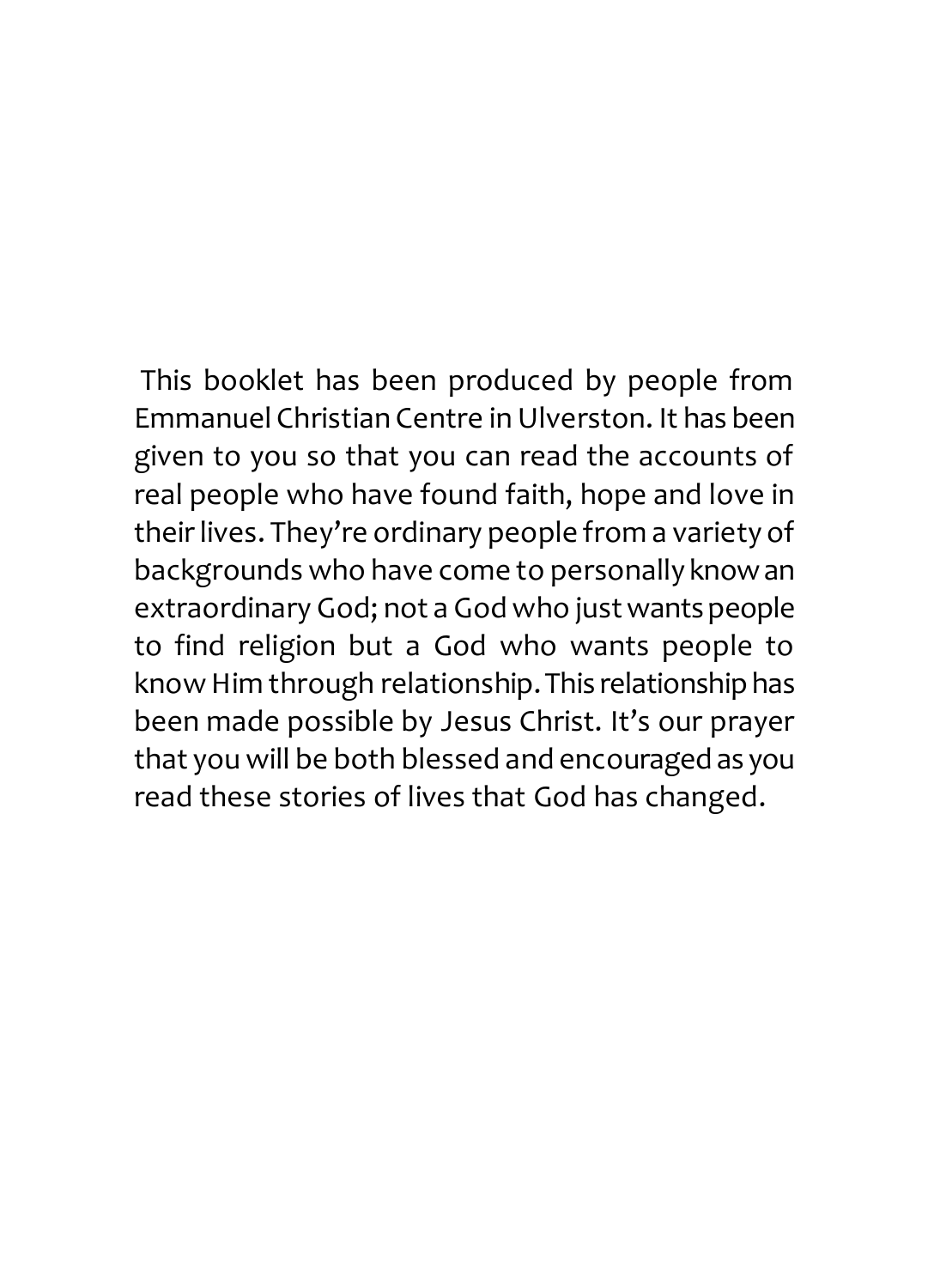This booklet has been produced by people from Emmanuel Christian Centre in Ulverston. It has been given to you so that you can read the accounts of real people who have found faith, hope and love in their lives. They're ordinary people from a variety of backgrounds who have come to personally know an extraordinary God; not a God who just wants people to find religion but a God who wants people to know Him through relationship. This relationship has been made possible by Jesus Christ. It's our prayer that you will be both blessed and encouraged as you read these stories of lives that God has changed.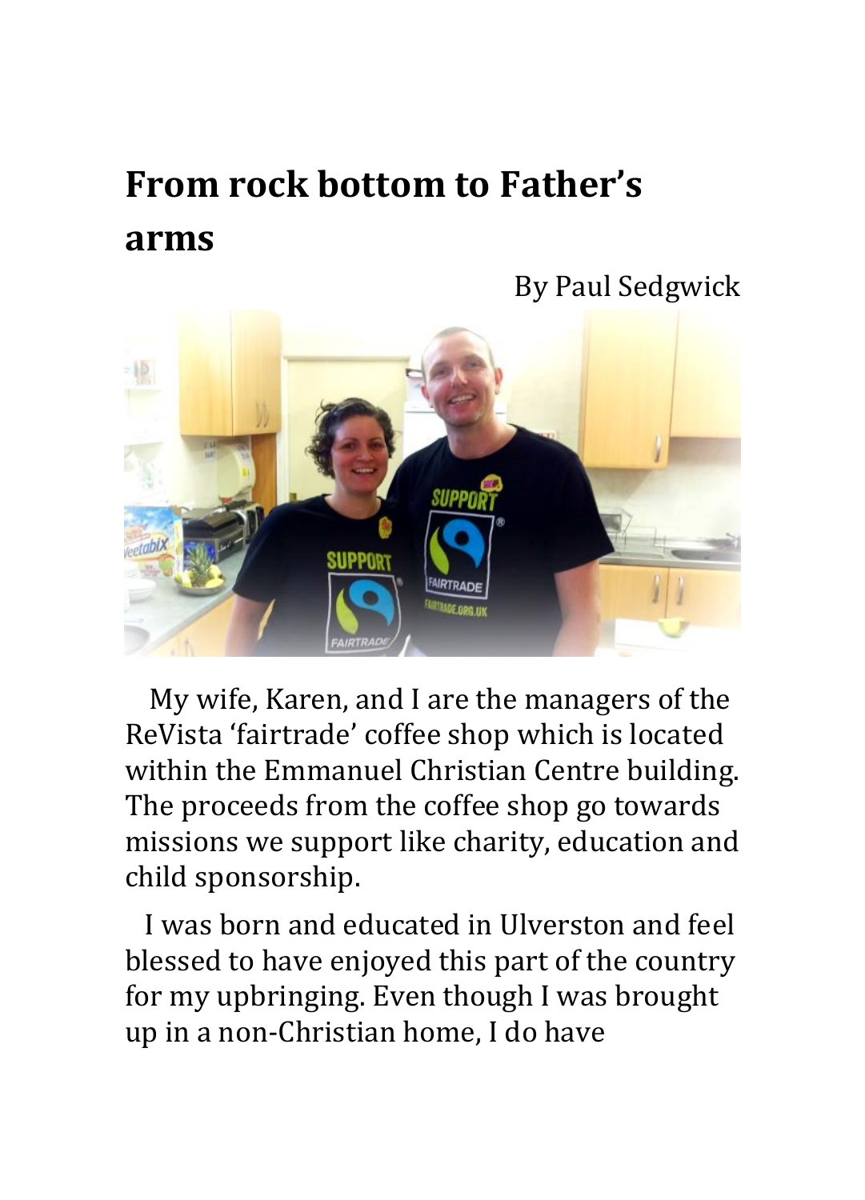# From rock bottom to Father's arms

By Paul Sedgwick

My wife, Karen, and I are the managers of the ReVista 'fairtrade' coffee shop which is located within the Emmanuel Christian Centre building. The proceeds from the coffee shop go towards missions we support like charity, education and child sponsorship.

I was born and educated in Ulverston and feel blessed to have enjoyed this part of the country for my upbringing. Even though I was brought up in a non-Christian home, I do have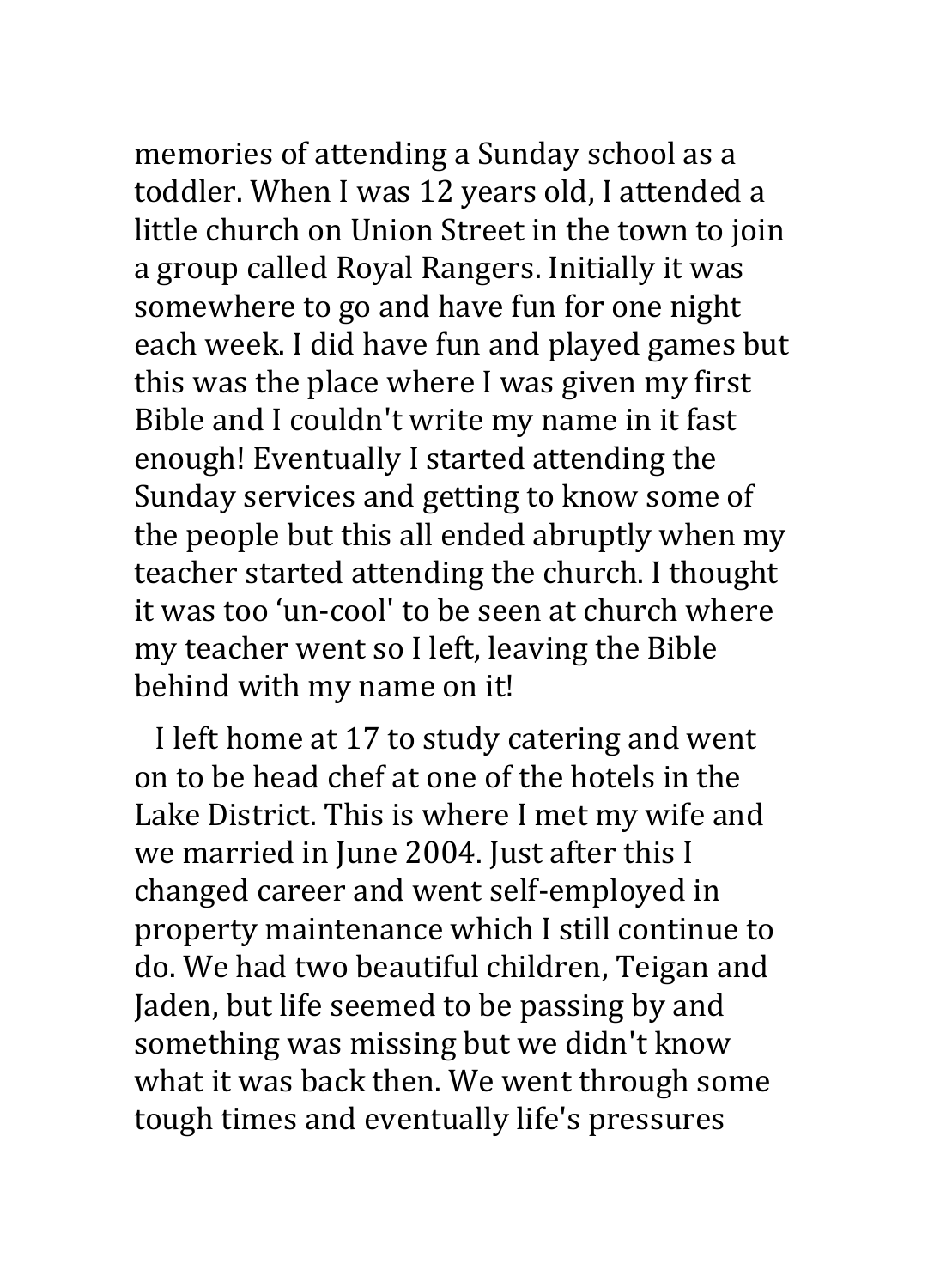memories of attending a Sunday school as a toddler. When I was 12 years old, I attended a little church on Union Street in the town to join a group called Royal Rangers. Initially it was somewhere to go and have fun for one night each week. I did have fun and played games but this was the place where I was given my first Bible and I couldn't write my name in it fast enough! Eventually I started attending the Sunday services and getting to know some of the people but this all ended abruptly when my teacher started attending the church. I thought it was too 'un-cool' to be seen at church where my teacher went so I left, leaving the Bible behind with my name on it!

I left home at 17 to study catering and went on to be head chef at one of the hotels in the Lake District. This is where I met my wife and we married in June 2004. Just after this I changed career and went self-employed in property maintenance which I still continue to do. We had two beautiful children, Teigan and Jaden, but life seemed to be passing by and something was missing but we didn't know what it was back then. We went through some tough times and eventually life's pressures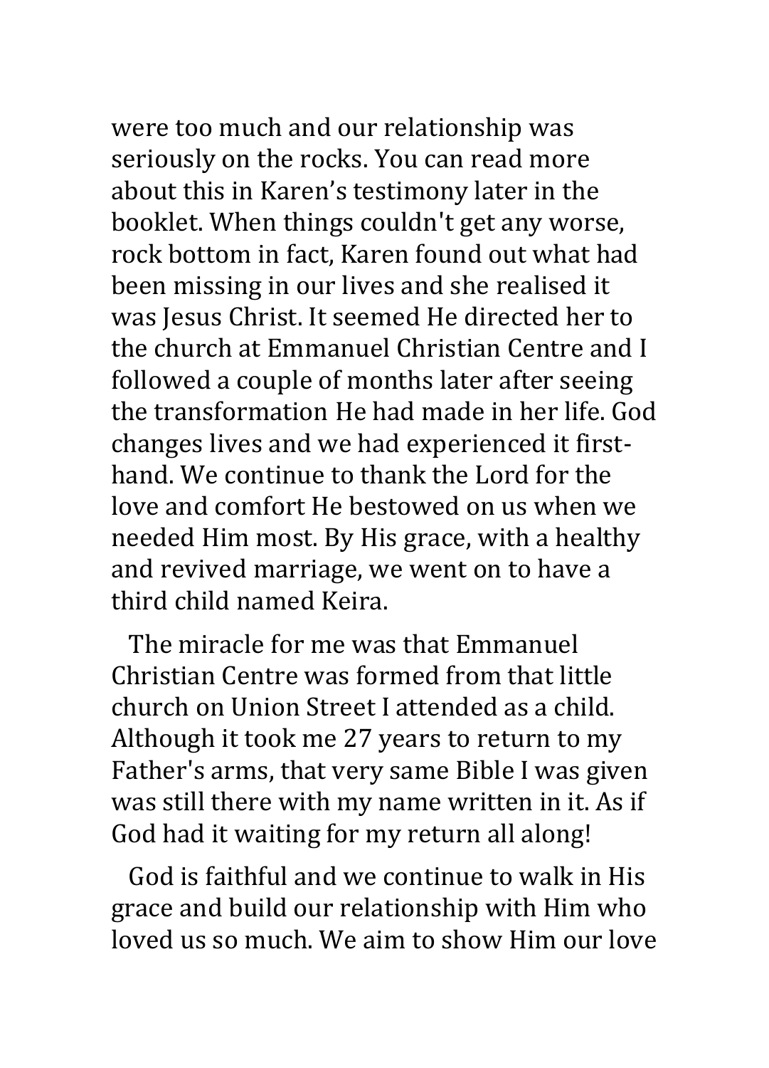were too much and our relationship was seriously on the rocks. You can read more about this in Karen's testimony later in the booklet. When things couldn't get any worse, rock bottom in fact, Karen found out what had been missing in our lives and she realised it was Jesus Christ. It seemed He directed her to the church at Emmanuel Christian Centre and I followed a couple of months later after seeing the transformation He had made in her life. God changes lives and we had experienced it first-hand. We continue to thank the Lord for the love and comfort He bestowed on us when we needed Him most. By His grace, with a healthy and revived marriage, we went on to have a third child named Keira.

The miracle for me was that Emmanuel Christian Centre was formed from that little church on Union Street I attended as a child. Although it took me 27 years to return to my Father's arms, that very same Bible I was given was still there with my name written in it. As if God had it waiting for my return all along!

God is faithful and we continue to walk in His grace and build our relationship with Him who loved us so much. We aim to show Him our love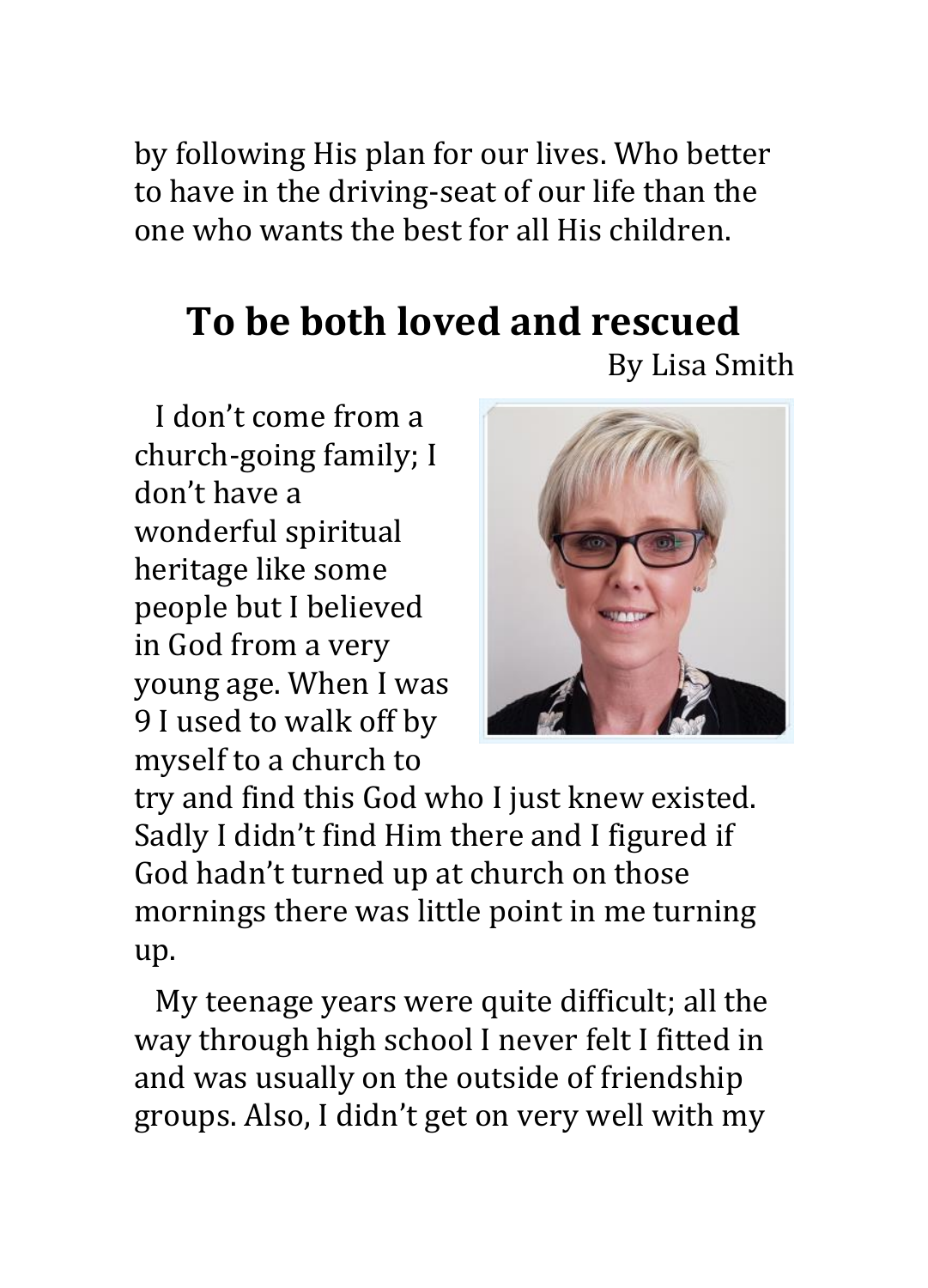by following His plan for our lives. Who better to have in the driving-seat of our life than the one who wants the best for all His children.

## To be both loved and rescued

By Lisa Smith

I don't come from a church-going family; I don't have a wonderful spiritual heritage like some people but I believed in God from a very young age. When I was 9 I used to walk off by myself to a church to try and find this God who I just knew existed. Sadly I didn't find Him there and I figured if God hadn't turned up at church on those mornings there was little point in me turning up.

My teenage years were quite difficult; all the way through high school I never felt I fitted in and was usually on the outside of friendship groups. Also, I didn't get on very well with my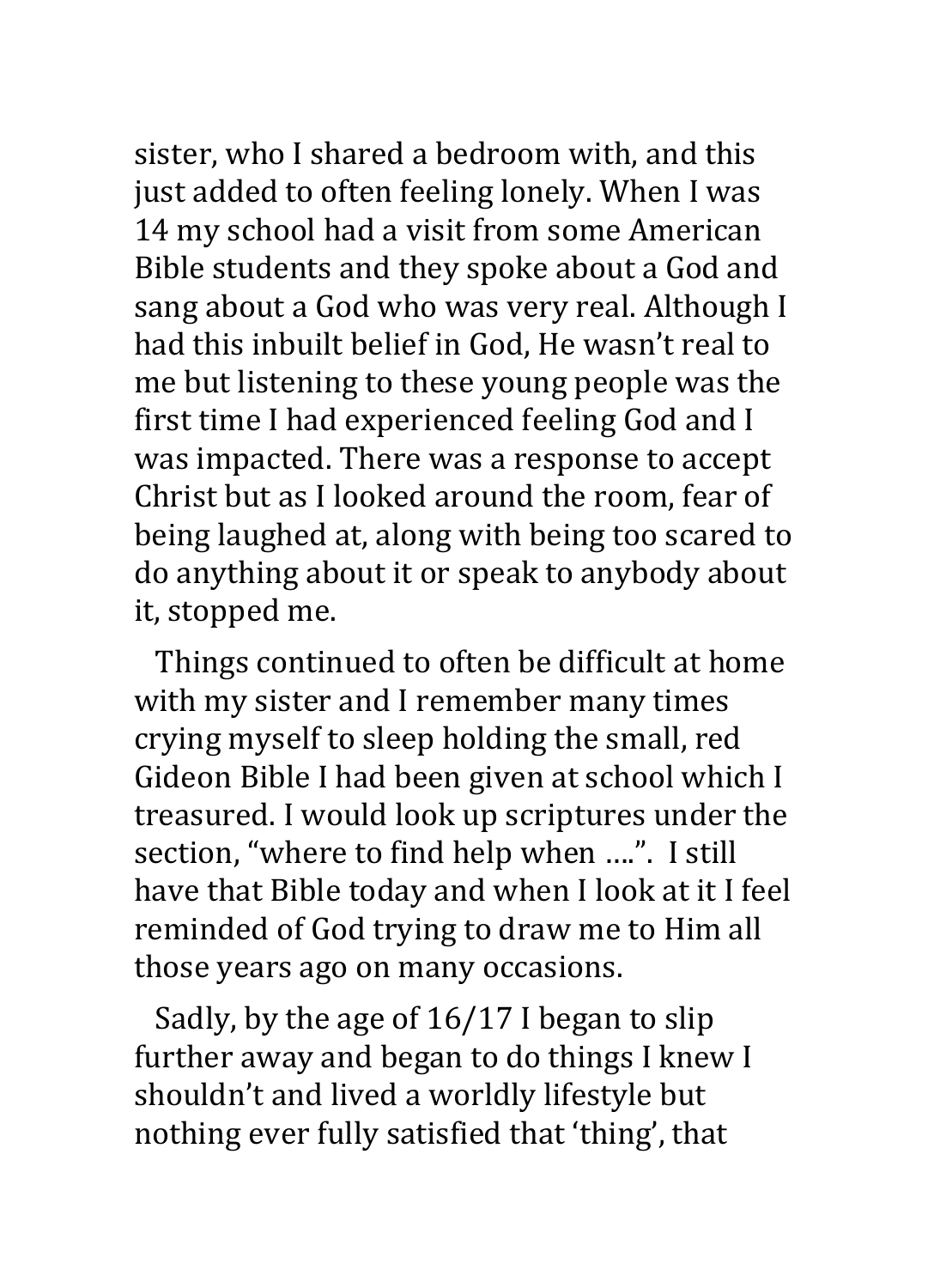sister, who I shared a bedroom with, and this just added to often feeling lonely. When I was 14 my school had a visit from some American Bible students and they spoke about a God and sang about a God who was very real. Although I had this inbuilt belief in God, He wasn't real to me but listening to these young people was the first time I had experienced feeling God and I was impacted. There was a response to accept Christ but as I looked around the room, fear of being laughed at, along with being too scared to do anything about it or speak to anybody about it, stopped me.

Things continued to often be difficult at home with my sister and I remember many times crying myself to sleep holding the small, red Gideon Bible I had been given at school which I treasured. I would look up scriptures under the section, "where to find help when ….". I still have that Bible today and when I look at it I feel reminded of God trying to draw me to Him all those years ago on many occasions.

Sadly, by the age of 16/17 I began to slip further away and began to do things I knew I shouldn't and lived a worldly lifestyle but nothing ever fully satisfied that 'thing', that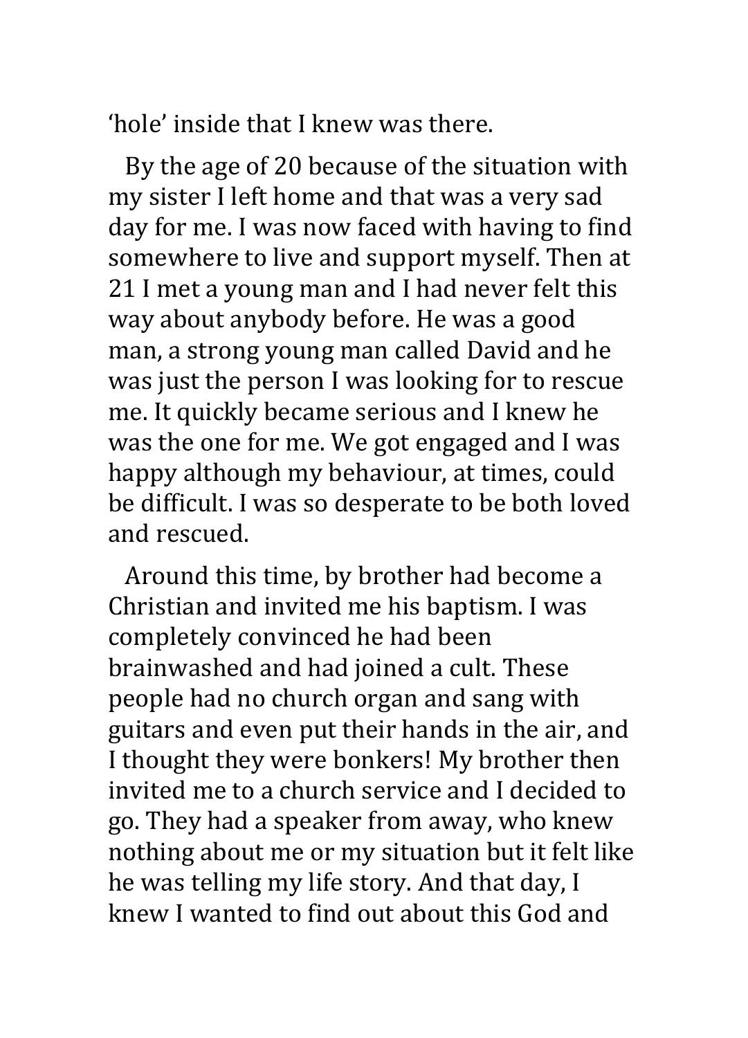'hole' inside that I knew was there.

By the age of 20 because of the situation with my sister I left home and that was a very sad day for me. I was now faced with having to find somewhere to live and support myself. Then at 21 I met a young man and I had never felt this way about anybody before. He was a good man, a strong young man called David and he was just the person I was looking for to rescue me. It quickly became serious and I knew he was the one for me. We got engaged and I was happy although my behaviour, at times, could be difficult. I was so desperate to be both loved and rescued.

Around this time, by brother had become a Christian and invited me his baptism. I was completely convinced he had been brainwashed and had joined a cult. These people had no church organ and sang with guitars and even put their hands in the air, and I thought they were bonkers! My brother then invited me to a church service and I decided to go. They had a speaker from away, who knew nothing about me or my situation but it felt like he was telling my life story. And that day, I knew I wanted to find out about this God and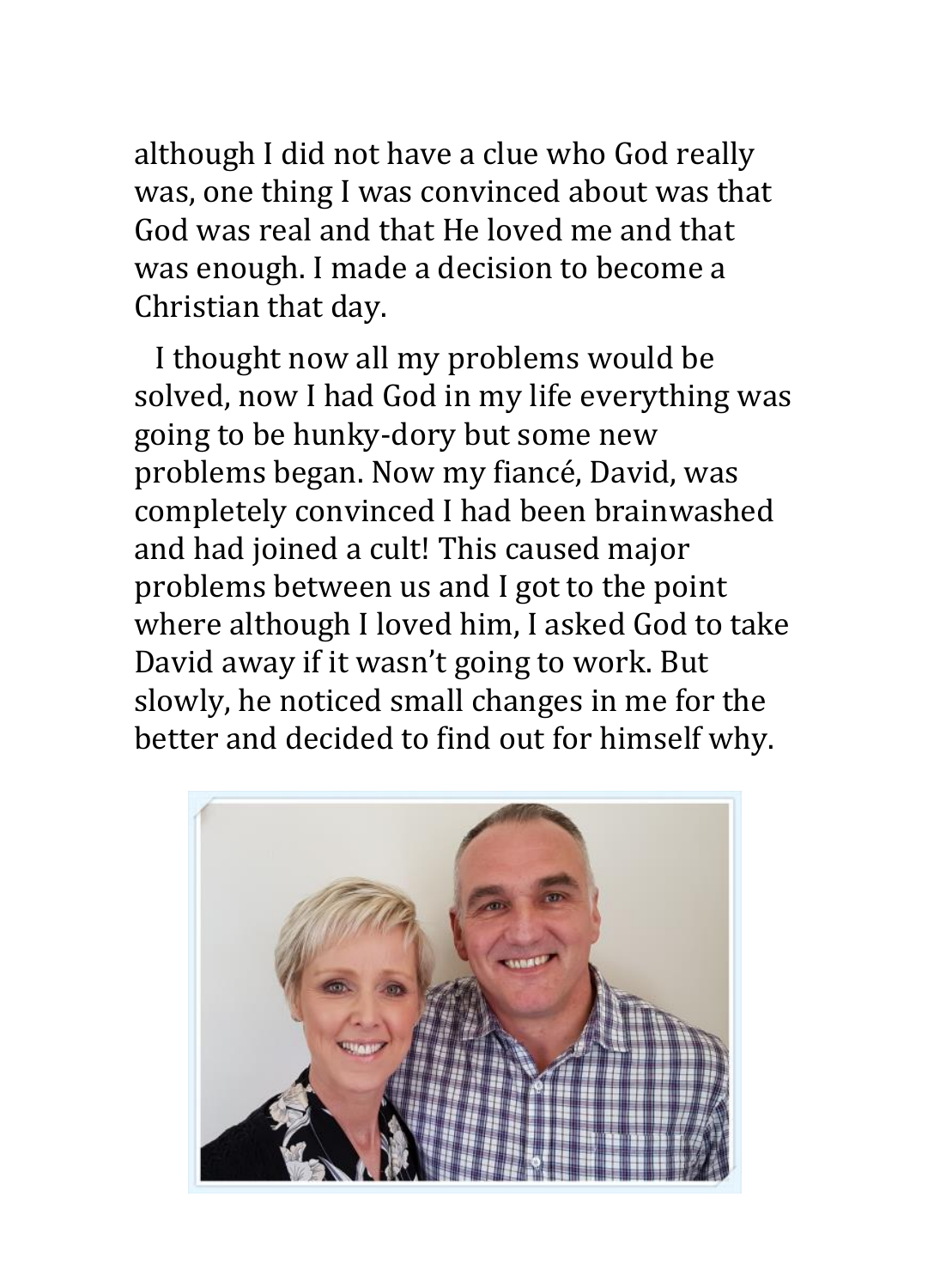although I did not have a clue who God really was, one thing I was convinced about was that God was real and that He loved me and that was enough. I made a decision to become a Christian that day.

I thought now all my problems would be solved, now I had God in my life everything was going to be hunky-dory but some new problems began. Now my fiancé, David, was completely convinced I had been brainwashed and had joined a cult! This caused major problems between us and I got to the point where although I loved him, I asked God to take David away if it wasn't going to work. But slowly, he noticed small changes in me for the better and decided to find out for himself why.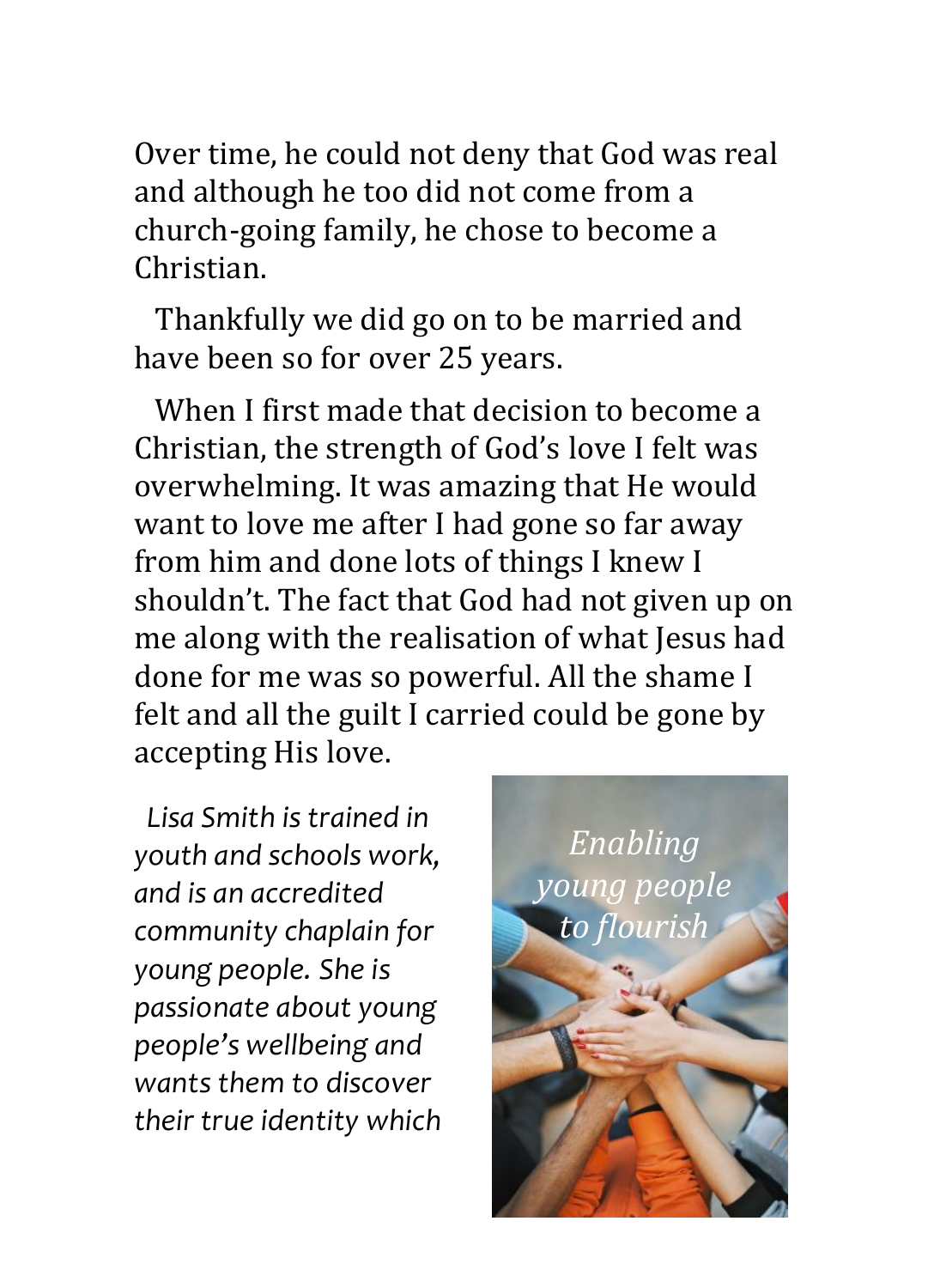Over time, he could not deny that God was real and although he too did not come from a church-going family, he chose to become a Christian.

Thankfully we did go on to be married and have been so for over 25 years.

When I first made that decision to become a Christian, the strength of God's love I felt was overwhelming. It was amazing that He would want to love me after I had gone so far away from him and done lots of things I knew I shouldn't. The fact that God had not given up on me along with the realisation of what Jesus had done for me was so powerful. All the shame I felt and all the guilt I carried could be gone by accepting His love.

*Lisa Smith is trained in youth and schools work, and is an accredited community chaplain for young people. She is passionate about young people's wellbeing and wants them to discover their true identity which*

*Enabling young people to flourish*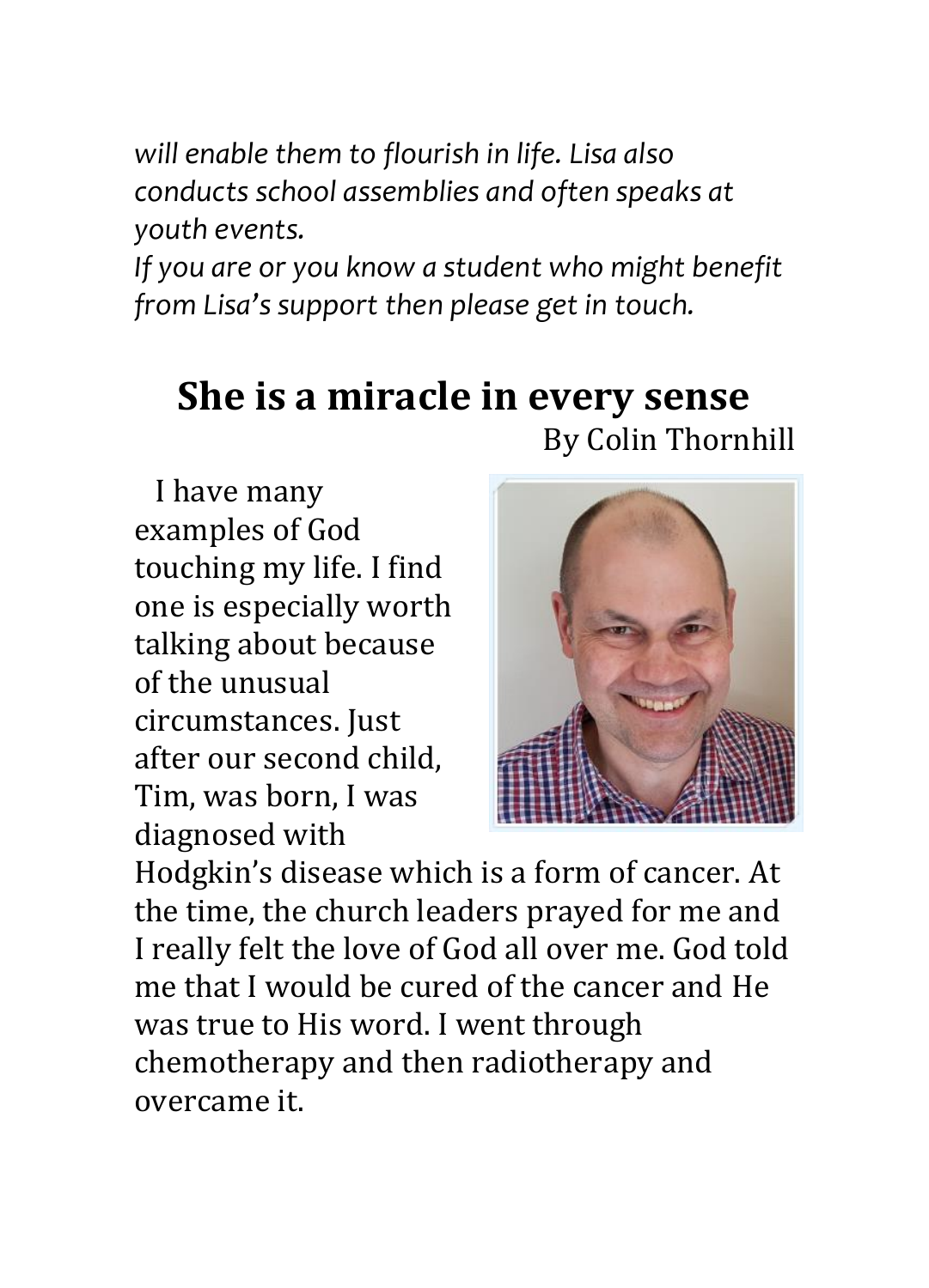*will enable them to flourish in life. Lisa also conducts school assemblies and often speaks at youth events.*
*If you are or you know a student who might benefit from Lisa's support then please get in touch.*

## She is a miracle in every sense

By Colin Thornhill

I have many examples of God touching my life. I find one is especially worth talking about because of the unusual circumstances. Just after our second child, Tim, was born, I was diagnosed with Hodgkin's disease which is a form of cancer. At the time, the church leaders prayed for me and I really felt the love of God all over me. God told me that I would be cured of the cancer and He was true to His word. I went through chemotherapy and then radiotherapy and overcame it.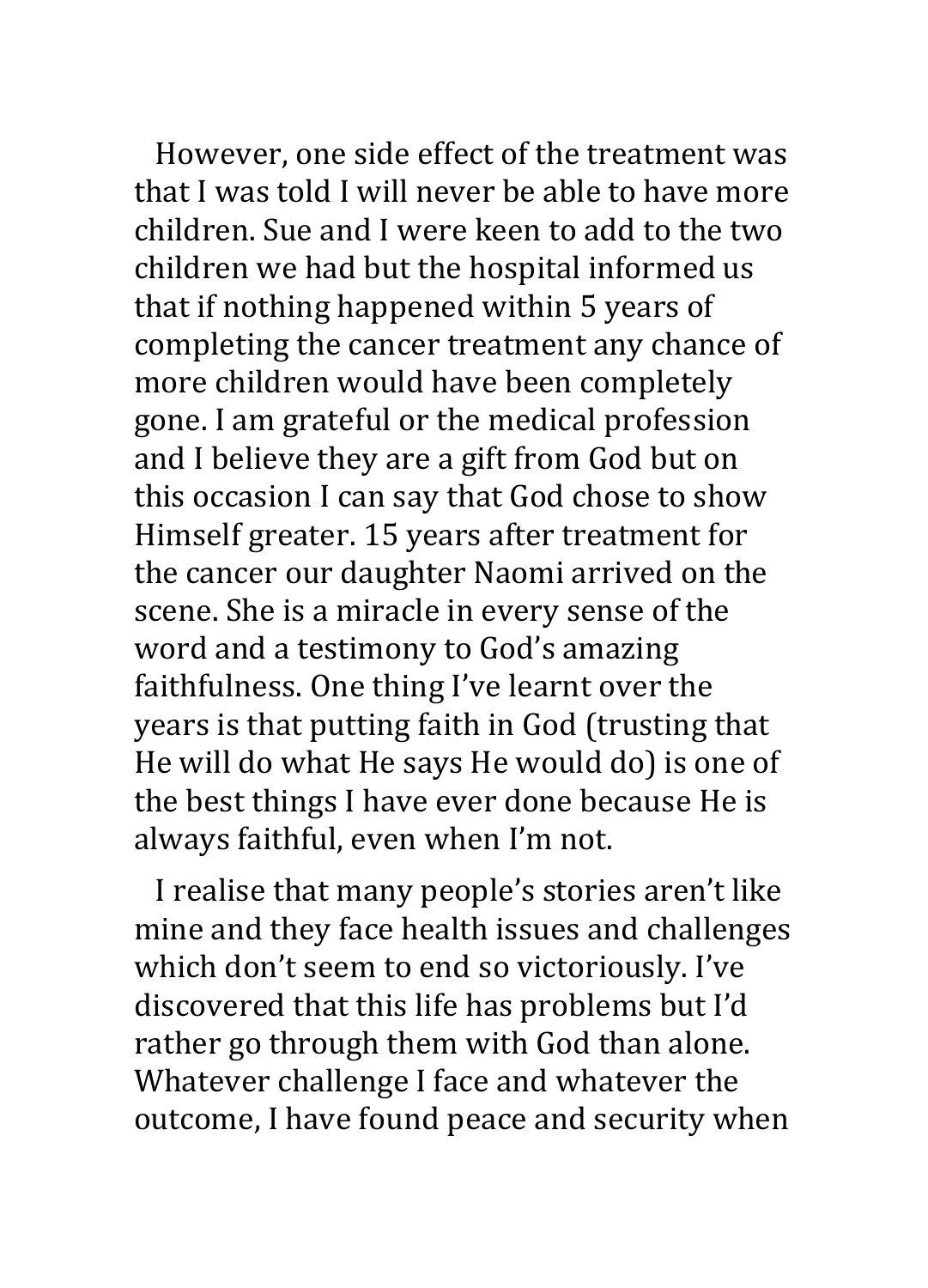However, one side effect of the treatment was that I was told I will never be able to have more children. Sue and I were keen to add to the two children we had but the hospital informed us that if nothing happened within 5 years of completing the cancer treatment any chance of more children would have been completely gone. I am grateful or the medical profession and I believe they are a gift from God but on this occasion I can say that God chose to show Himself greater. 15 years after treatment for the cancer our daughter Naomi arrived on the scene. She is a miracle in every sense of the word and a testimony to God's amazing faithfulness. One thing I've learnt over the years is that putting faith in God (trusting that He will do what He says He would do) is one of the best things I have ever done because He is always faithful, even when I'm not.

I realise that many people's stories aren't like mine and they face health issues and challenges which don't seem to end so victoriously. I've discovered that this life has problems but I'd rather go through them with God than alone. Whatever challenge I face and whatever the outcome, I have found peace and security when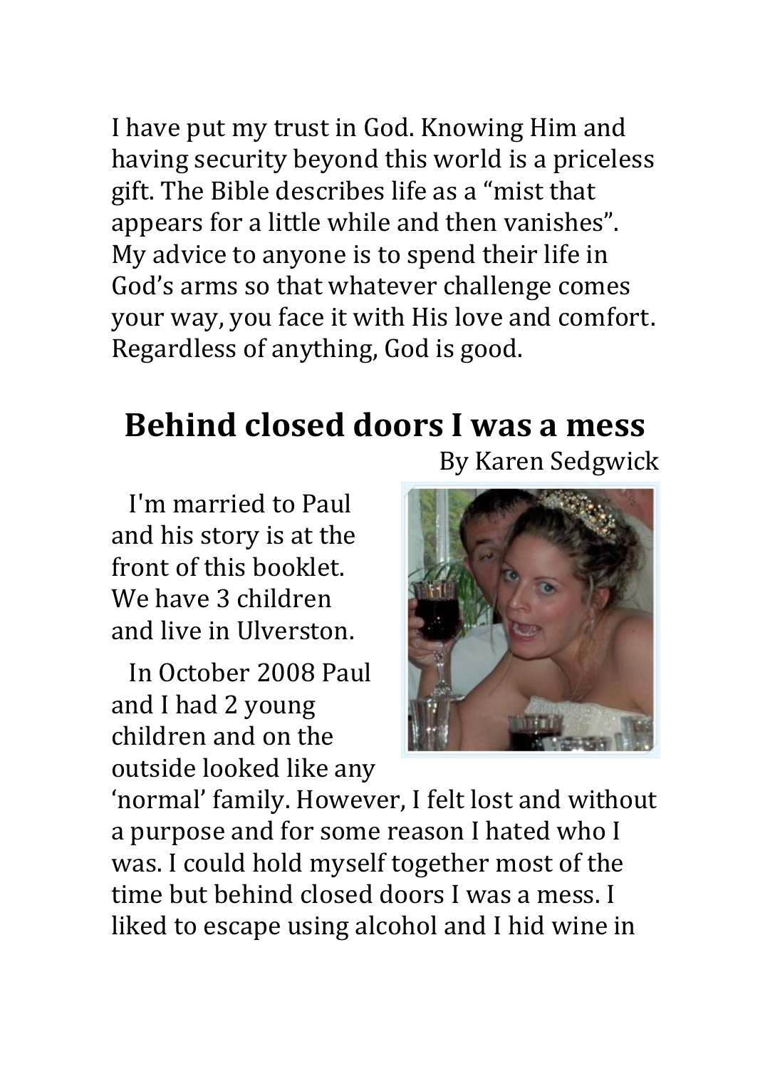I have put my trust in God. Knowing Him and having security beyond this world is a priceless gift. The Bible describes life as a "mist that appears for a little while and then vanishes". My advice to anyone is to spend their life in God's arms so that whatever challenge comes your way, you face it with His love and comfort. Regardless of anything, God is good.

## Behind closed doors I was a mess

By Karen Sedgwick

I'm married to Paul and his story is at the front of this booklet. We have 3 children and live in Ulverston.

In October 2008 Paul and I had 2 young children and on the outside looked like any 'normal' family. However, I felt lost and without a purpose and for some reason I hated who I was. I could hold myself together most of the time but behind closed doors I was a mess. I liked to escape using alcohol and I hid wine in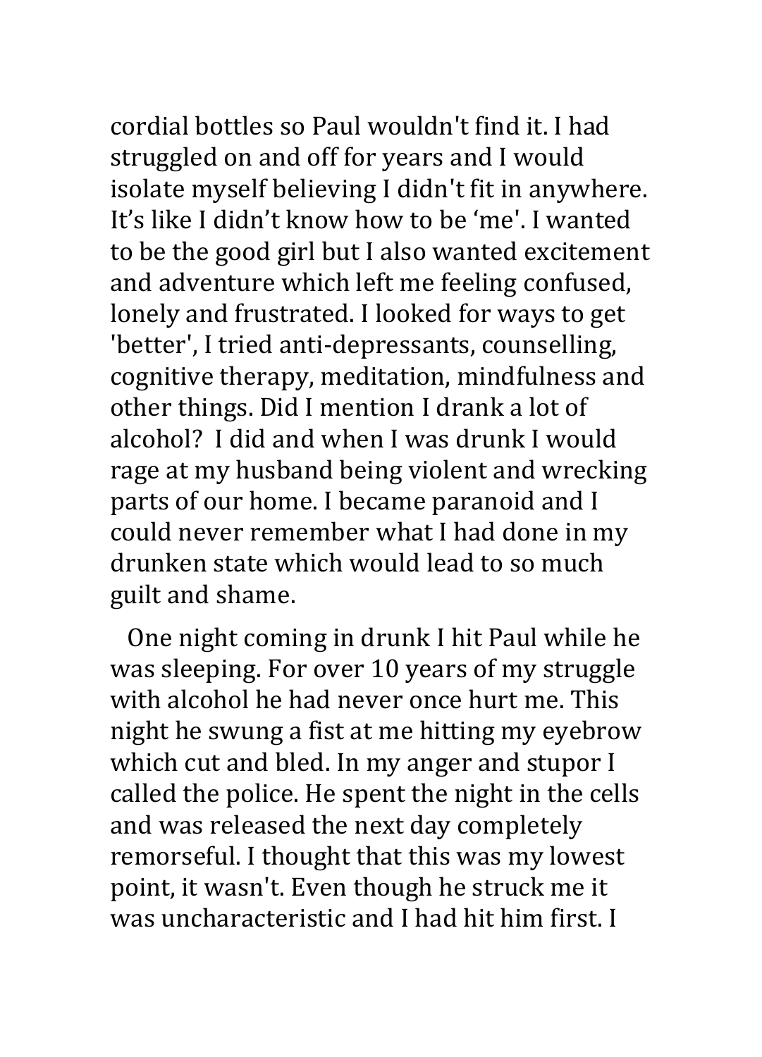cordial bottles so Paul wouldn't find it. I had struggled on and off for years and I would isolate myself believing I didn't fit in anywhere. It's like I didn't know how to be 'me'. I wanted to be the good girl but I also wanted excitement and adventure which left me feeling confused, lonely and frustrated. I looked for ways to get 'better', I tried anti-depressants, counselling, cognitive therapy, meditation, mindfulness and other things. Did I mention I drank a lot of alcohol?  I did and when I was drunk I would rage at my husband being violent and wrecking parts of our home. I became paranoid and I could never remember what I had done in my drunken state which would lead to so much guilt and shame.

One night coming in drunk I hit Paul while he was sleeping. For over 10 years of my struggle with alcohol he had never once hurt me. This night he swung a fist at me hitting my eyebrow which cut and bled. In my anger and stupor I called the police. He spent the night in the cells and was released the next day completely remorseful. I thought that this was my lowest point, it wasn't. Even though he struck me it was uncharacteristic and I had hit him first. I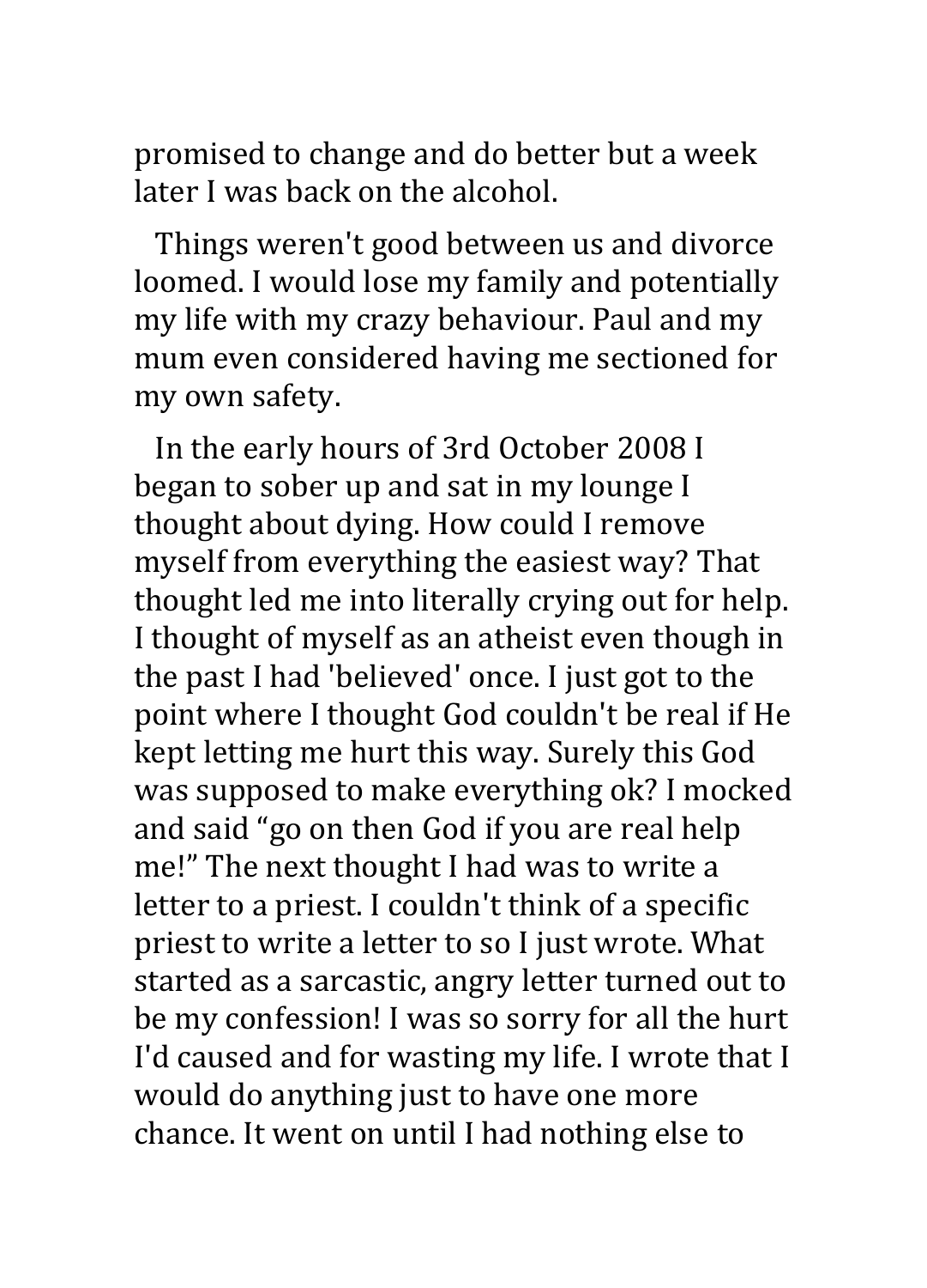promised to change and do better but a week later I was back on the alcohol.

Things weren't good between us and divorce loomed. I would lose my family and potentially my life with my crazy behaviour. Paul and my mum even considered having me sectioned for my own safety.

In the early hours of 3rd October 2008 I began to sober up and sat in my lounge I thought about dying. How could I remove myself from everything the easiest way? That thought led me into literally crying out for help. I thought of myself as an atheist even though in the past I had 'believed' once. I just got to the point where I thought God couldn't be real if He kept letting me hurt this way. Surely this God was supposed to make everything ok? I mocked and said "go on then God if you are real help me!" The next thought I had was to write a letter to a priest. I couldn't think of a specific priest to write a letter to so I just wrote. What started as a sarcastic, angry letter turned out to be my confession! I was so sorry for all the hurt I'd caused and for wasting my life. I wrote that I would do anything just to have one more chance. It went on until I had nothing else to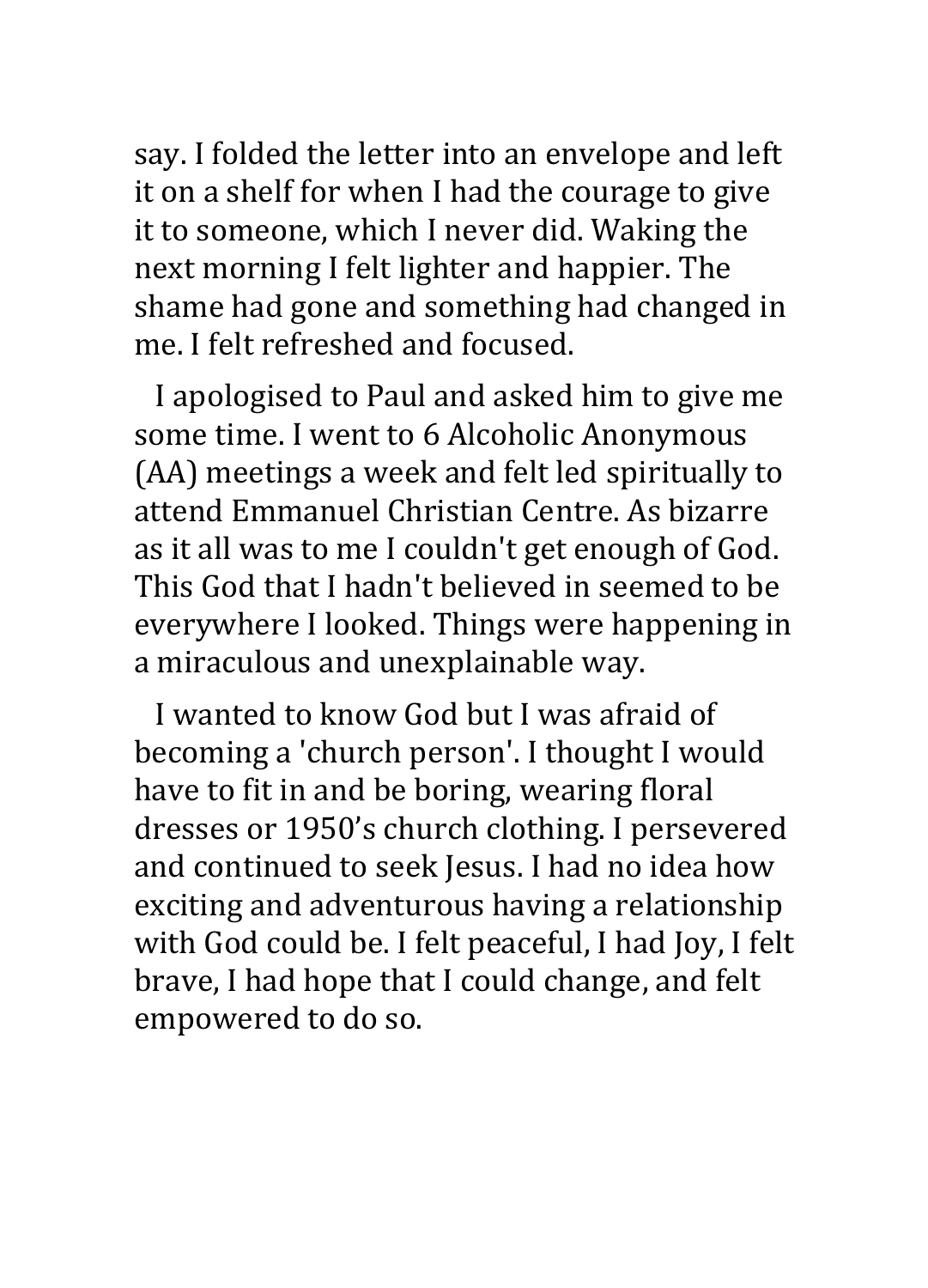say. I folded the letter into an envelope and left it on a shelf for when I had the courage to give it to someone, which I never did. Waking the next morning I felt lighter and happier. The shame had gone and something had changed in me. I felt refreshed and focused.

I apologised to Paul and asked him to give me some time. I went to 6 Alcoholic Anonymous (AA) meetings a week and felt led spiritually to attend Emmanuel Christian Centre. As bizarre as it all was to me I couldn't get enough of God. This God that I hadn't believed in seemed to be everywhere I looked. Things were happening in a miraculous and unexplainable way.

I wanted to know God but I was afraid of becoming a 'church person'. I thought I would have to fit in and be boring, wearing floral dresses or 1950's church clothing. I persevered and continued to seek Jesus. I had no idea how exciting and adventurous having a relationship with God could be. I felt peaceful, I had Joy, I felt brave, I had hope that I could change, and felt empowered to do so.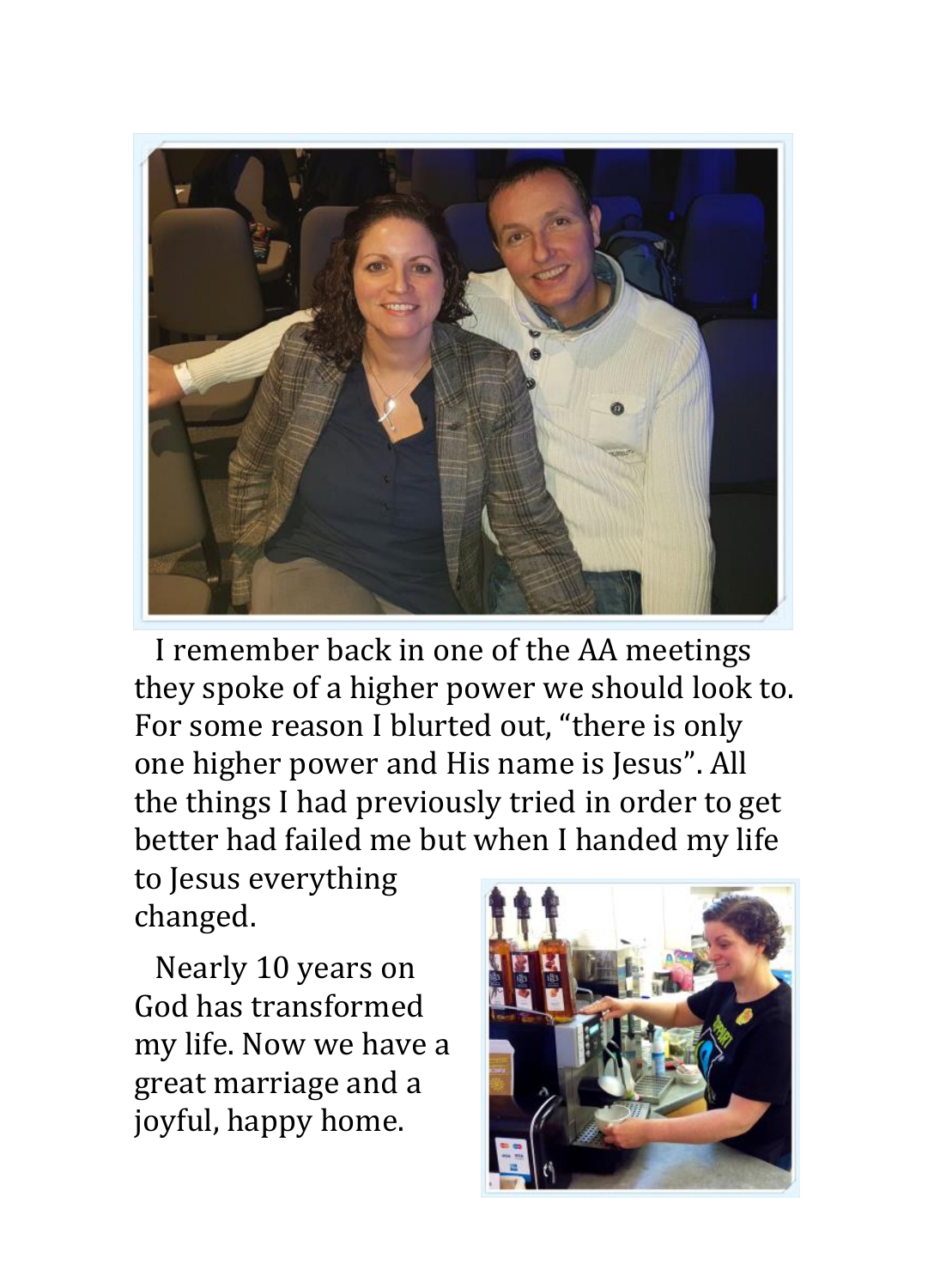I remember back in one of the AA meetings they spoke of a higher power we should look to. For some reason I blurted out, “there is only one higher power and His name is Jesus”. All the things I had previously tried in order to get better had failed me but when I handed my life to Jesus everything changed.

Nearly 10 years on God has transformed my life. Now we have a great marriage and a joyful, happy home.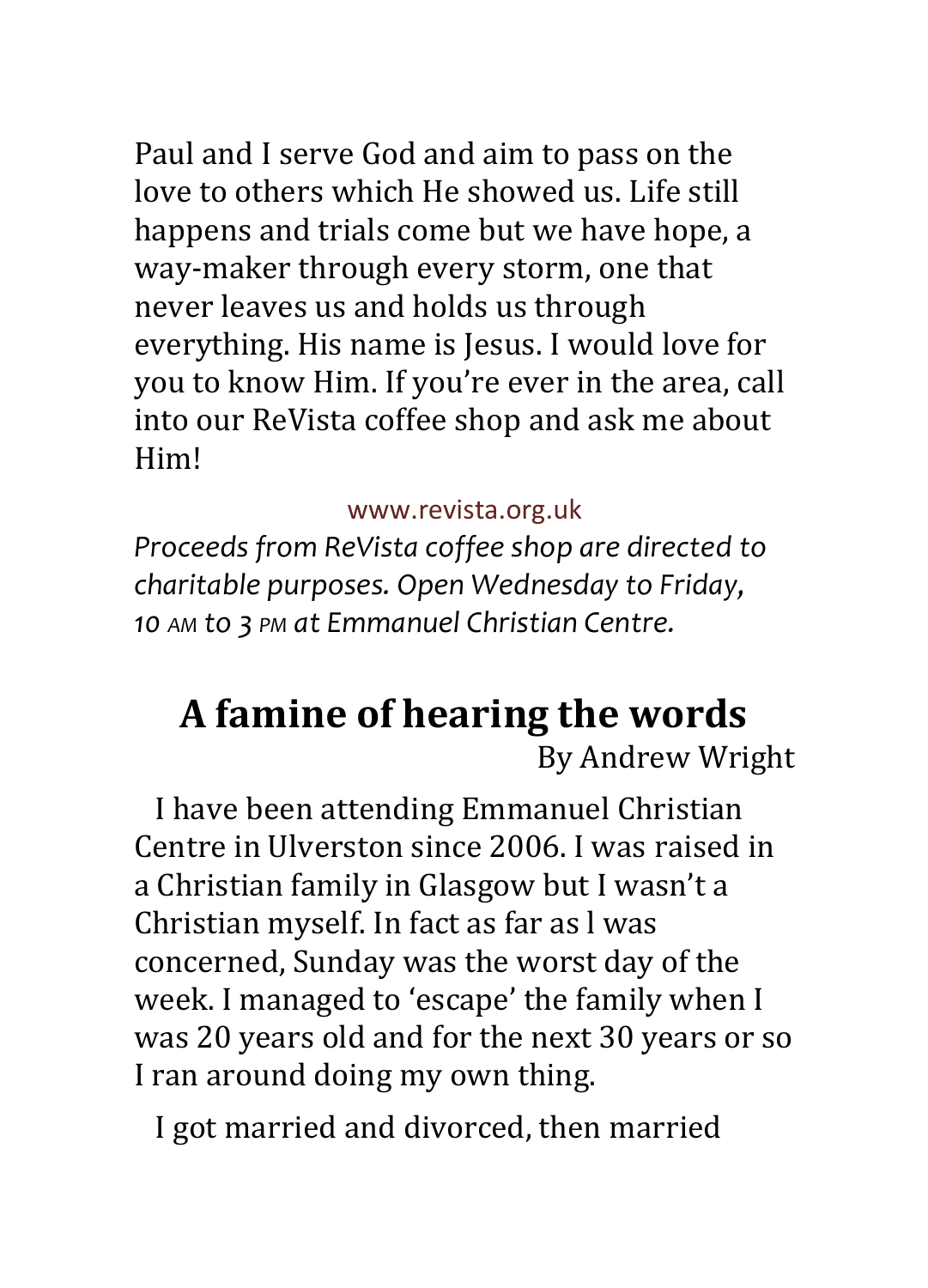Paul and I serve God and aim to pass on the love to others which He showed us. Life still happens and trials come but we have hope, a way-maker through every storm, one that never leaves us and holds us through everything. His name is Jesus. I would love for you to know Him. If you're ever in the area, call into our ReVista coffee shop and ask me about Him!

www.revista.org.uk

*Proceeds from ReVista coffee shop are directed to charitable purposes. Open Wednesday to Friday, 10 AM to 3 PM at Emmanuel Christian Centre.*

## A famine of hearing the words

By Andrew Wright

I have been attending Emmanuel Christian Centre in Ulverston since 2006. I was raised in a Christian family in Glasgow but I wasn't a Christian myself. In fact as far as I was concerned, Sunday was the worst day of the week. I managed to 'escape' the family when I was 20 years old and for the next 30 years or so I ran around doing my own thing.

I got married and divorced, then married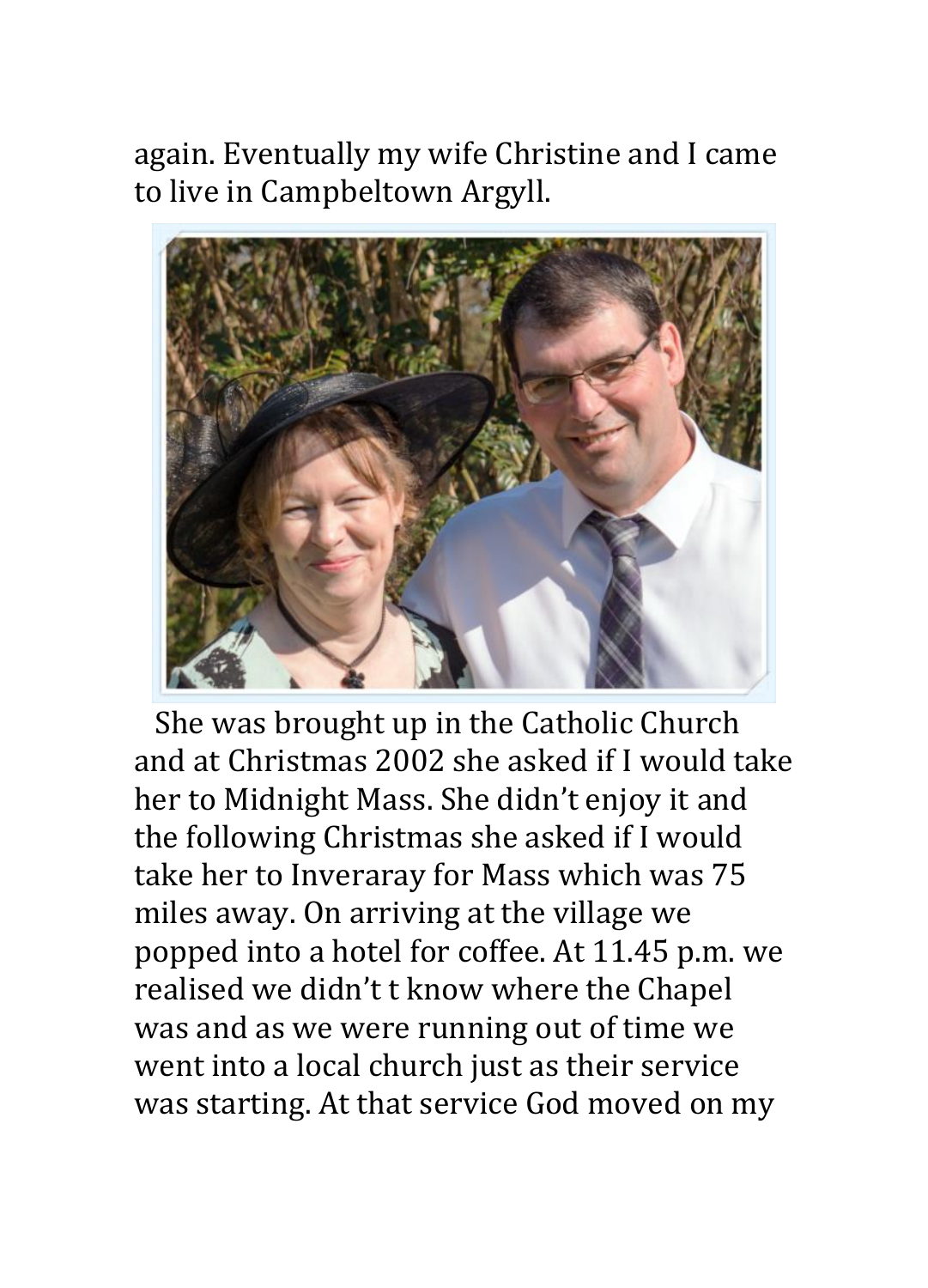again. Eventually my wife Christine and I came to live in Campbeltown Argyll.

She was brought up in the Catholic Church and at Christmas 2002 she asked if I would take her to Midnight Mass. She didn't enjoy it and the following Christmas she asked if I would take her to Inveraray for Mass which was 75 miles away. On arriving at the village we popped into a hotel for coffee. At 11.45 p.m. we realised we didn't t know where the Chapel was and as we were running out of time we went into a local church just as their service was starting. At that service God moved on my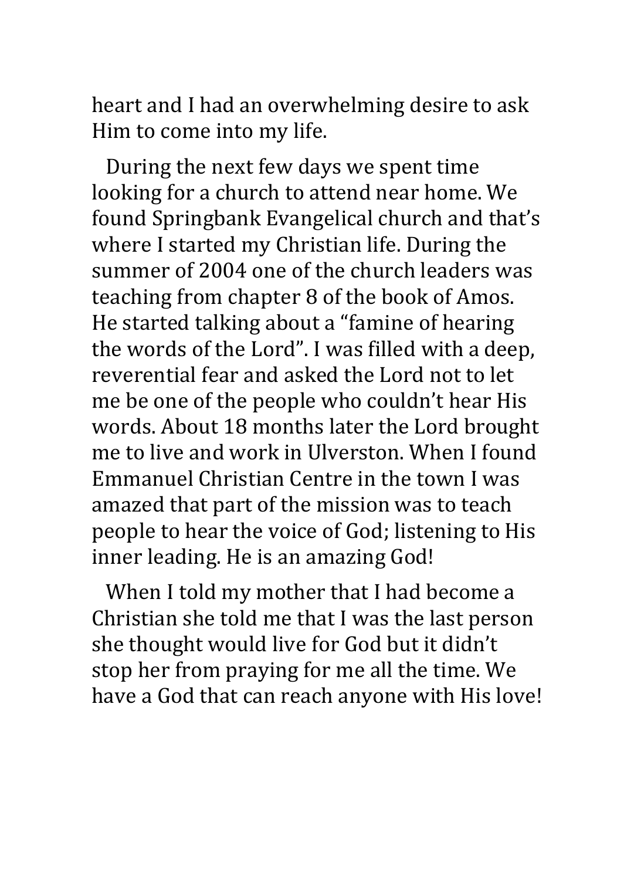heart and I had an overwhelming desire to ask Him to come into my life.

During the next few days we spent time looking for a church to attend near home. We found Springbank Evangelical church and that's where I started my Christian life. During the summer of 2004 one of the church leaders was teaching from chapter 8 of the book of Amos. He started talking about a "famine of hearing the words of the Lord". I was filled with a deep, reverential fear and asked the Lord not to let me be one of the people who couldn't hear His words. About 18 months later the Lord brought me to live and work in Ulverston. When I found Emmanuel Christian Centre in the town I was amazed that part of the mission was to teach people to hear the voice of God; listening to His inner leading. He is an amazing God!

When I told my mother that I had become a Christian she told me that I was the last person she thought would live for God but it didn't stop her from praying for me all the time. We have a God that can reach anyone with His love!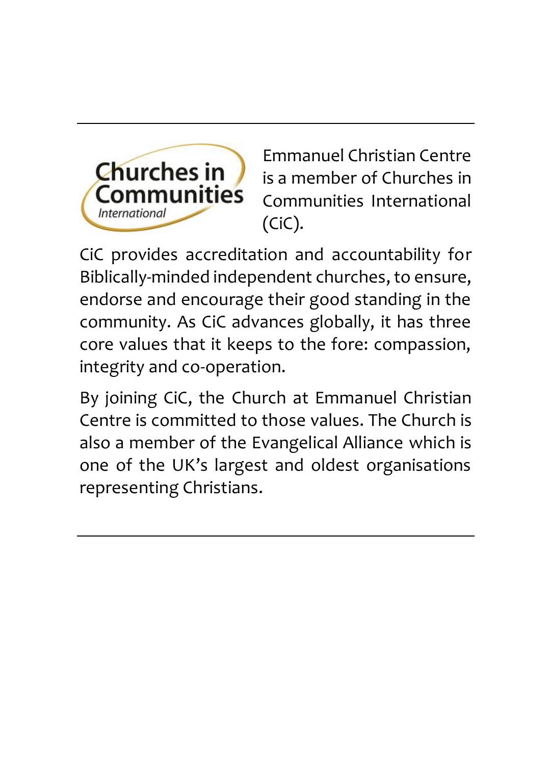---

Emmanuel Christian Centre is a member of Churches in Communities International (CiC).

CiC provides accreditation and accountability for Biblically-minded independent churches, to ensure, endorse and encourage their good standing in the community. As CiC advances globally, it has three core values that it keeps to the fore: compassion, integrity and co-operation.

By joining CiC, the Church at Emmanuel Christian Centre is committed to those values. The Church is also a member of the Evangelical Alliance which is one of the UK's largest and oldest organisations representing Christians.

---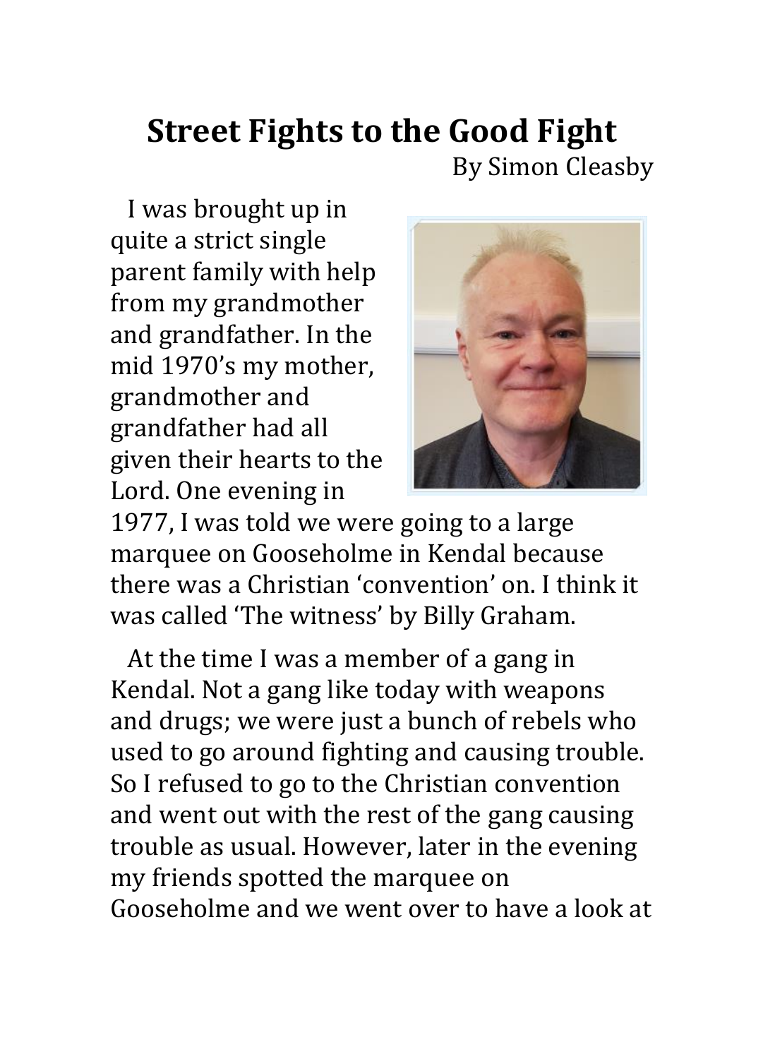# Street Fights to the Good Fight

By Simon Cleasby

I was brought up in quite a strict single parent family with help from my grandmother and grandfather. In the mid 1970's my mother, grandmother and grandfather had all given their hearts to the Lord. One evening in 1977, I was told we were going to a large marquee on Gooseholme in Kendal because there was a Christian 'convention' on. I think it was called 'The witness' by Billy Graham.

At the time I was a member of a gang in Kendal. Not a gang like today with weapons and drugs; we were just a bunch of rebels who used to go around fighting and causing trouble. So I refused to go to the Christian convention and went out with the rest of the gang causing trouble as usual. However, later in the evening my friends spotted the marquee on Gooseholme and we went over to have a look at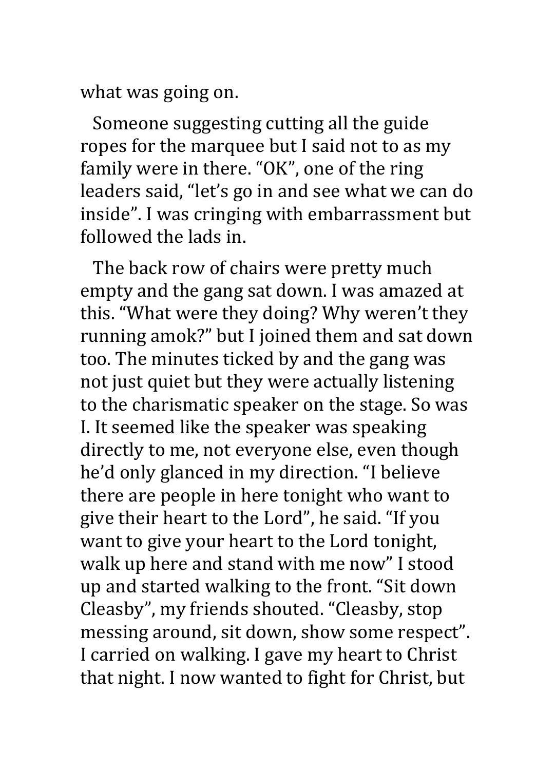what was going on.

Someone suggesting cutting all the guide ropes for the marquee but I said not to as my family were in there. “OK”, one of the ring leaders said, “let’s go in and see what we can do inside”. I was cringing with embarrassment but followed the lads in.

The back row of chairs were pretty much empty and the gang sat down. I was amazed at this. “What were they doing? Why weren’t they running amok?” but I joined them and sat down too. The minutes ticked by and the gang was not just quiet but they were actually listening to the charismatic speaker on the stage. So was I. It seemed like the speaker was speaking directly to me, not everyone else, even though he’d only glanced in my direction. “I believe there are people in here tonight who want to give their heart to the Lord”, he said. “If you want to give your heart to the Lord tonight, walk up here and stand with me now” I stood up and started walking to the front. “Sit down Cleasby”, my friends shouted. “Cleasby, stop messing around, sit down, show some respect”. I carried on walking. I gave my heart to Christ that night. I now wanted to fight for Christ, but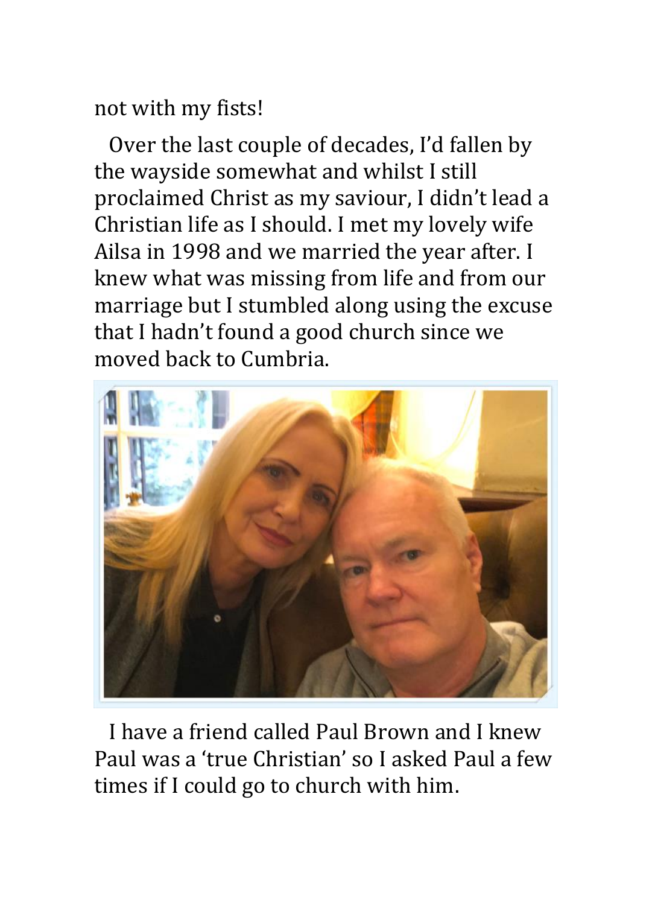not with my fists!

Over the last couple of decades, I'd fallen by the wayside somewhat and whilst I still proclaimed Christ as my saviour, I didn't lead a Christian life as I should. I met my lovely wife Ailsa in 1998 and we married the year after. I knew what was missing from life and from our marriage but I stumbled along using the excuse that I hadn't found a good church since we moved back to Cumbria.

I have a friend called Paul Brown and I knew Paul was a 'true Christian' so I asked Paul a few times if I could go to church with him.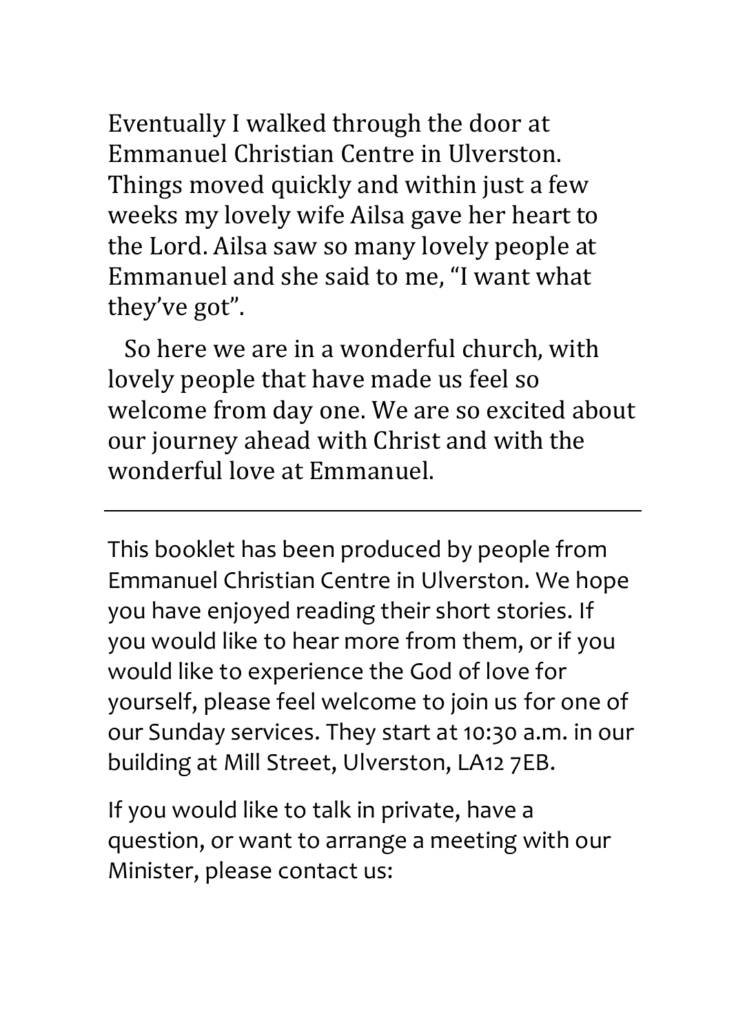Eventually I walked through the door at Emmanuel Christian Centre in Ulverston. Things moved quickly and within just a few weeks my lovely wife Ailsa gave her heart to the Lord. Ailsa saw so many lovely people at Emmanuel and she said to me, “I want what they’ve got”.

So here we are in a wonderful church, with lovely people that have made us feel so welcome from day one. We are so excited about our journey ahead with Christ and with the wonderful love at Emmanuel.

---

This booklet has been produced by people from Emmanuel Christian Centre in Ulverston. We hope you have enjoyed reading their short stories. If you would like to hear more from them, or if you would like to experience the God of love for yourself, please feel welcome to join us for one of our Sunday services. They start at 10:30 a.m. in our building at Mill Street, Ulverston, LA12 7EB.

If you would like to talk in private, have a question, or want to arrange a meeting with our Minister, please contact us: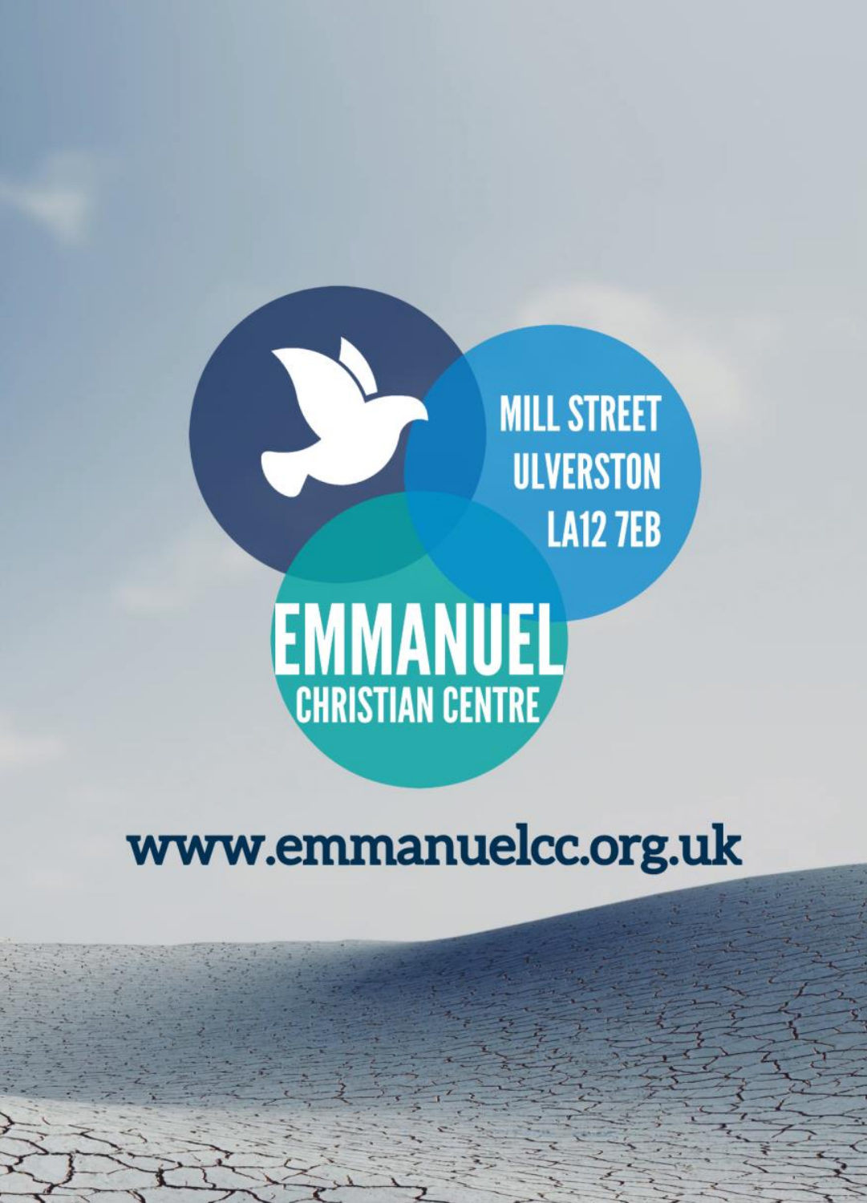MILL STREET
ULVERSTON
LA12 7EB

EMMANUEL
CHRISTIAN CENTRE

www.emmanuelcc.org.uk